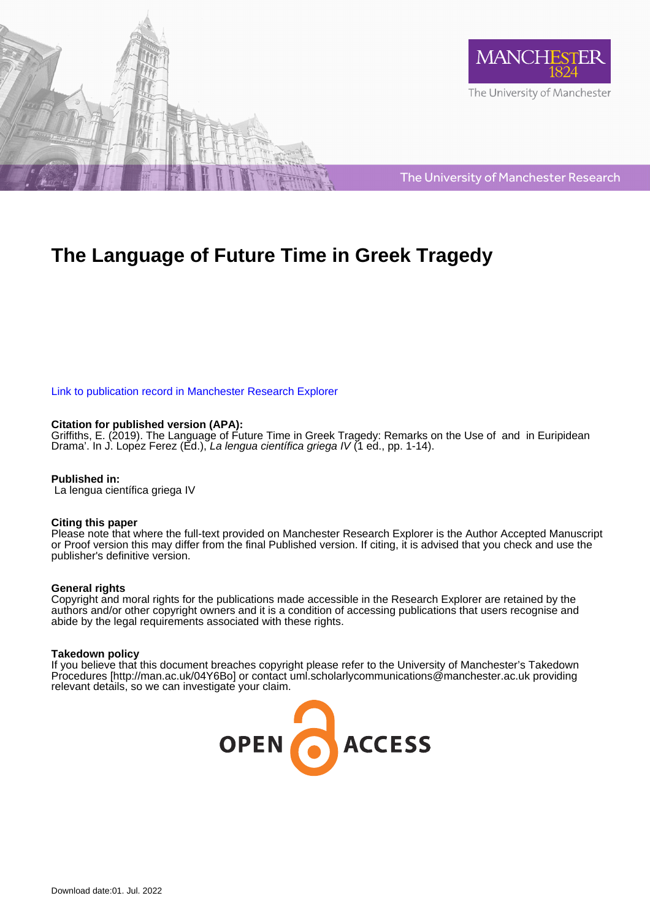# The Language of Future Time in Greek Tragedy

Link to publication record in Manchester Research Explorer

**Citation for published version (APA):**
Griffiths, E. (2019). The Language of Future Time in Greek Tragedy: Remarks on the Use of  and  in Euripidean Drama'. In J. Lopez Ferez (Ed.), *La lengua científica griega IV* (1 ed., pp. 1-14).

**Published in:**
La lengua científica griega IV

**Citing this paper**
Please note that where the full-text provided on Manchester Research Explorer is the Author Accepted Manuscript or Proof version this may differ from the final Published version. If citing, it is advised that you check and use the publisher's definitive version.

**General rights**
Copyright and moral rights for the publications made accessible in the Research Explorer are retained by the authors and/or other copyright owners and it is a condition of accessing publications that users recognise and abide by the legal requirements associated with these rights.

**Takedown policy**
If you believe that this document breaches copyright please refer to the University of Manchester's Takedown Procedures [http://man.ac.uk/04Y6Bo] or contact uml.scholarlycommunications@manchester.ac.uk providing relevant details, so we can investigate your claim.

Download date:01. Jul. 2022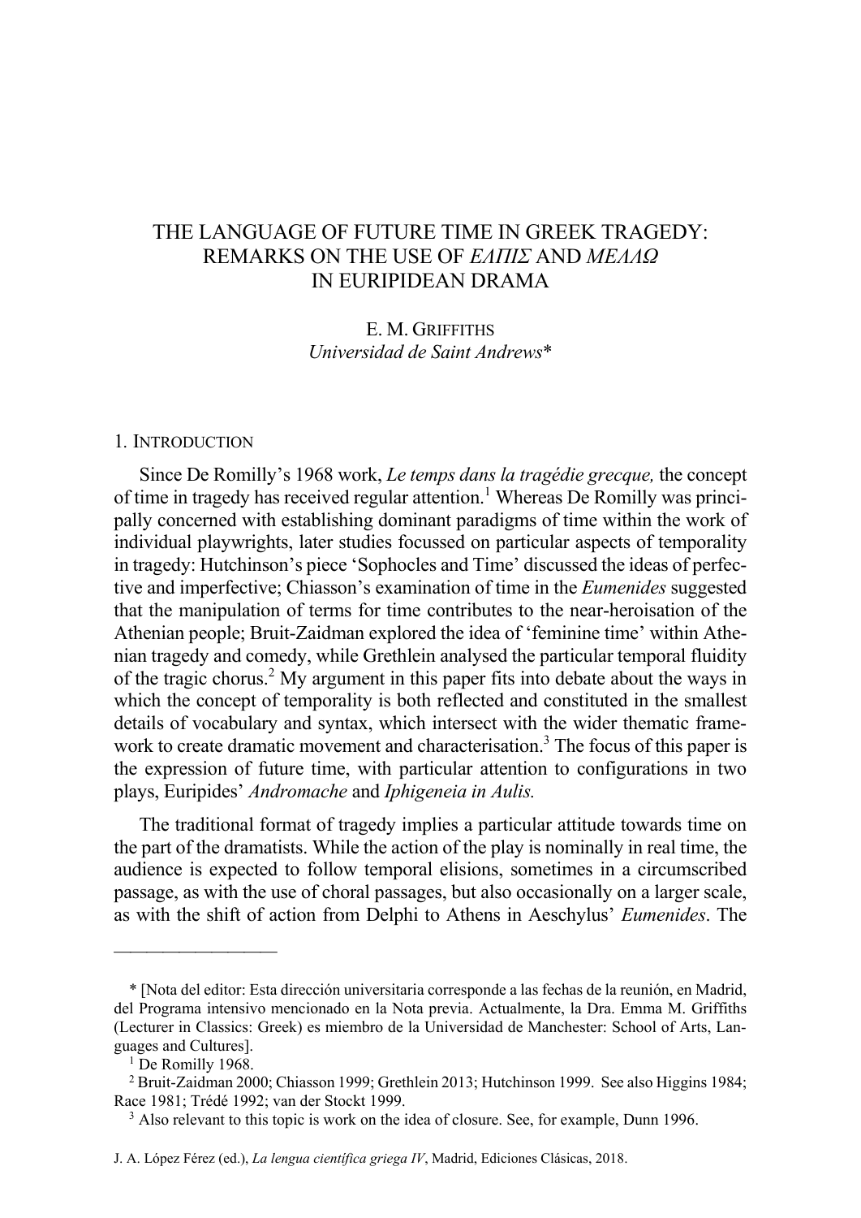# THE LANGUAGE OF FUTURE TIME IN GREEK TRAGEDY: REMARKS ON THE USE OF *ΕΛΠΙΣ* AND *ΜΕΛΛΩ* IN EURIPIDEAN DRAMA

E. M. Griffiths
*Universidad de Saint Andrews**

## 1. Introduction

Since De Romilly's 1968 work, *Le temps dans la tragédie grecque,* the concept of time in tragedy has received regular attention.[1] Whereas De Romilly was principally concerned with establishing dominant paradigms of time within the work of individual playwrights, later studies focussed on particular aspects of temporality in tragedy: Hutchinson's piece 'Sophocles and Time' discussed the ideas of perfective and imperfective; Chiasson's examination of time in the *Eumenides* suggested that the manipulation of terms for time contributes to the near-heroisation of the Athenian people; Bruit-Zaidman explored the idea of 'feminine time' within Athenian tragedy and comedy, while Grethlein analysed the particular temporal fluidity of the tragic chorus.[2] My argument in this paper fits into debate about the ways in which the concept of temporality is both reflected and constituted in the smallest details of vocabulary and syntax, which intersect with the wider thematic framework to create dramatic movement and characterisation.[3] The focus of this paper is the expression of future time, with particular attention to configurations in two plays, Euripides' *Andromache* and *Iphigeneia in Aulis.*

The traditional format of tragedy implies a particular attitude towards time on the part of the dramatists. While the action of the play is nominally in real time, the audience is expected to follow temporal elisions, sometimes in a circumscribed passage, as with the use of choral passages, but also occasionally on a larger scale, as with the shift of action from Delphi to Athens in Aeschylus' *Eumenides*. The

---

\* [Nota del editor: Esta dirección universitaria corresponde a las fechas de la reunión, en Madrid, del Programa intensivo mencionado en la Nota previa. Actualmente, la Dra. Emma M. Griffiths (Lecturer in Classics: Greek) es miembro de la Universidad de Manchester: School of Arts, Languages and Cultures].

[1] De Romilly 1968.

[2] Bruit-Zaidman 2000; Chiasson 1999; Grethlein 2013; Hutchinson 1999. See also Higgins 1984; Race 1981; Trédé 1992; van der Stockt 1999.

[3] Also relevant to this topic is work on the idea of closure. See, for example, Dunn 1996.

J. A. López Férez (ed.), *La lengua científica griega IV*, Madrid, Ediciones Clásicas, 2018.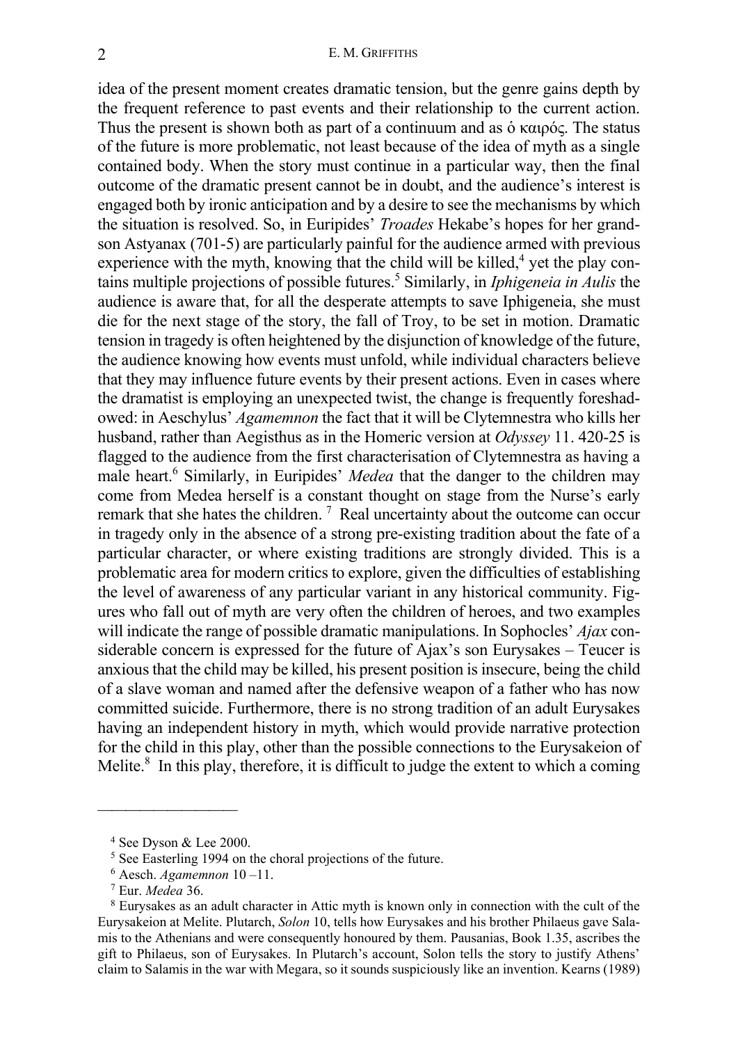idea of the present moment creates dramatic tension, but the genre gains depth by the frequent reference to past events and their relationship to the current action. Thus the present is shown both as part of a continuum and as ὁ καιρός. The status of the future is more problematic, not least because of the idea of myth as a single contained body. When the story must continue in a particular way, then the final outcome of the dramatic present cannot be in doubt, and the audience's interest is engaged both by ironic anticipation and by a desire to see the mechanisms by which the situation is resolved. So, in Euripides' *Troades* Hekabe's hopes for her grandson Astyanax (701-5) are particularly painful for the audience armed with previous experience with the myth, knowing that the child will be killed,[4] yet the play contains multiple projections of possible futures.[5] Similarly, in *Iphigeneia in Aulis* the audience is aware that, for all the desperate attempts to save Iphigeneia, she must die for the next stage of the story, the fall of Troy, to be set in motion. Dramatic tension in tragedy is often heightened by the disjunction of knowledge of the future, the audience knowing how events must unfold, while individual characters believe that they may influence future events by their present actions. Even in cases where the dramatist is employing an unexpected twist, the change is frequently foreshadowed: in Aeschylus' *Agamemnon* the fact that it will be Clytemnestra who kills her husband, rather than Aegisthus as in the Homeric version at *Odyssey* 11. 420-25 is flagged to the audience from the first characterisation of Clytemnestra as having a male heart.[6] Similarly, in Euripides' *Medea* that the danger to the children may come from Medea herself is a constant thought on stage from the Nurse's early remark that she hates the children.[7] Real uncertainty about the outcome can occur in tragedy only in the absence of a strong pre-existing tradition about the fate of a particular character, or where existing traditions are strongly divided. This is a problematic area for modern critics to explore, given the difficulties of establishing the level of awareness of any particular variant in any historical community. Figures who fall out of myth are very often the children of heroes, and two examples will indicate the range of possible dramatic manipulations. In Sophocles' *Ajax* considerable concern is expressed for the future of Ajax's son Eurysakes – Teucer is anxious that the child may be killed, his present position is insecure, being the child of a slave woman and named after the defensive weapon of a father who has now committed suicide. Furthermore, there is no strong tradition of an adult Eurysakes having an independent history in myth, which would provide narrative protection for the child in this play, other than the possible connections to the Eurysakeion of Melite.[8] In this play, therefore, it is difficult to judge the extent to which a coming

---

[4] See Dyson & Lee 2000.

[5] See Easterling 1994 on the choral projections of the future.

[6] Aesch. *Agamemnon* 10 –11.

[7] Eur. *Medea* 36.

[8] Eurysakes as an adult character in Attic myth is known only in connection with the cult of the Eurysakeion at Melite. Plutarch, *Solon* 10, tells how Eurysakes and his brother Philaeus gave Salamis to the Athenians and were consequently honoured by them. Pausanias, Book 1.35, ascribes the gift to Philaeus, son of Eurysakes. In Plutarch's account, Solon tells the story to justify Athens' claim to Salamis in the war with Megara, so it sounds suspiciously like an invention. Kearns (1989)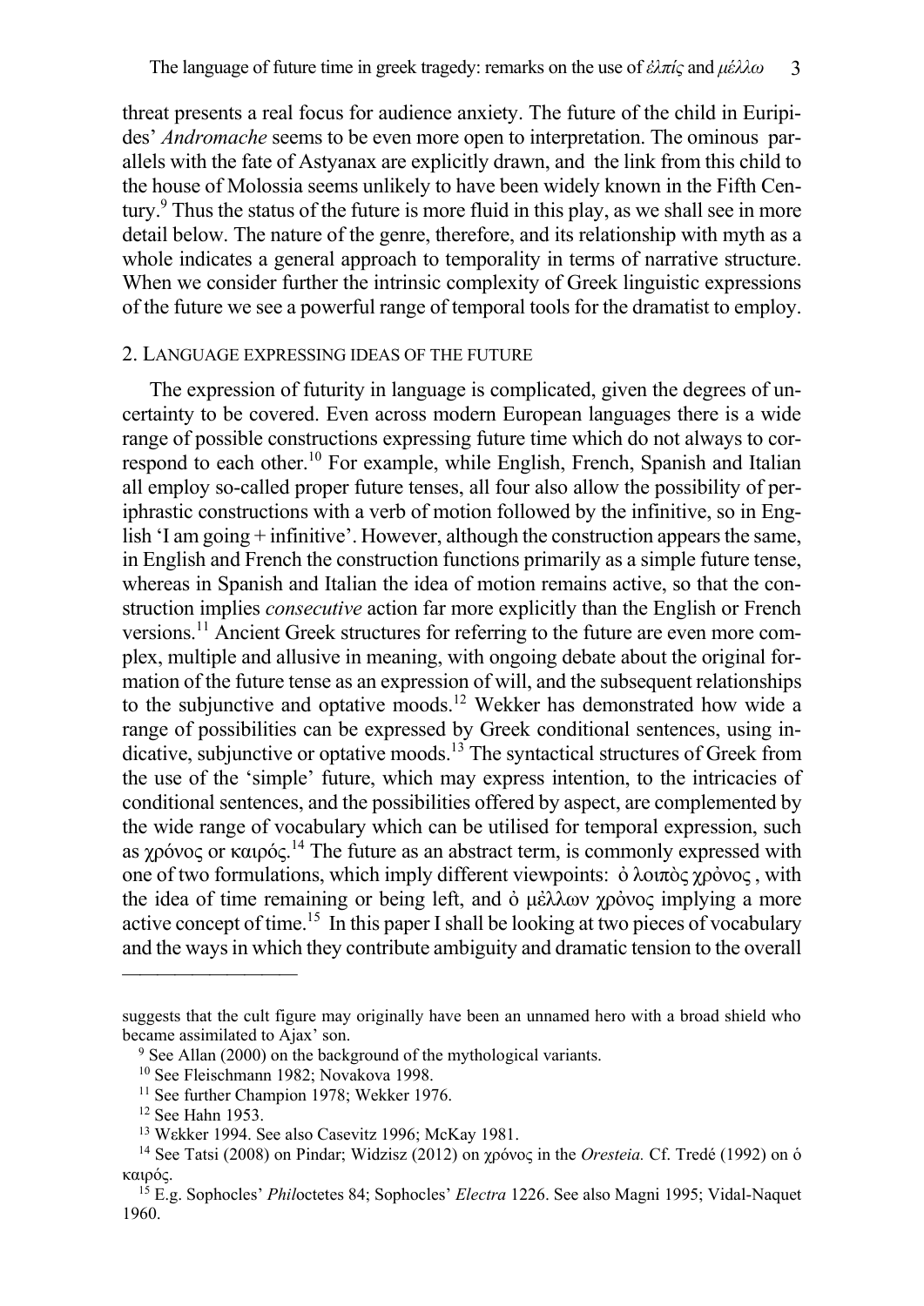threat presents a real focus for audience anxiety. The future of the child in Euripides' *Andromache* seems to be even more open to interpretation. The ominous parallels with the fate of Astyanax are explicitly drawn, and the link from this child to the house of Molossia seems unlikely to have been widely known in the Fifth Century.[9] Thus the status of the future is more fluid in this play, as we shall see in more detail below. The nature of the genre, therefore, and its relationship with myth as a whole indicates a general approach to temporality in terms of narrative structure. When we consider further the intrinsic complexity of Greek linguistic expressions of the future we see a powerful range of temporal tools for the dramatist to employ.

## 2. Language expressing ideas of the future

The expression of futurity in language is complicated, given the degrees of uncertainty to be covered. Even across modern European languages there is a wide range of possible constructions expressing future time which do not always to correspond to each other.[10] For example, while English, French, Spanish and Italian all employ so-called proper future tenses, all four also allow the possibility of periphrastic constructions with a verb of motion followed by the infinitive, so in English 'I am going + infinitive'. However, although the construction appears the same, in English and French the construction functions primarily as a simple future tense, whereas in Spanish and Italian the idea of motion remains active, so that the construction implies *consecutive* action far more explicitly than the English or French versions.[11] Ancient Greek structures for referring to the future are even more complex, multiple and allusive in meaning, with ongoing debate about the original formation of the future tense as an expression of will, and the subsequent relationships to the subjunctive and optative moods.[12] Wekker has demonstrated how wide a range of possibilities can be expressed by Greek conditional sentences, using indicative, subjunctive or optative moods.[13] The syntactical structures of Greek from the use of the 'simple' future, which may express intention, to the intricacies of conditional sentences, and the possibilities offered by aspect, are complemented by the wide range of vocabulary which can be utilised for temporal expression, such as χρόνος or καιρός.[14] The future as an abstract term, is commonly expressed with one of two formulations, which imply different viewpoints: ὁ λοιπὸς χρὸνος , with the idea of time remaining or being left, and ὁ μέλλων χρὸνος implying a more active concept of time.[15] In this paper I shall be looking at two pieces of vocabulary and the ways in which they contribute ambiguity and dramatic tension to the overall

---

suggests that the cult figure may originally have been an unnamed hero with a broad shield who became assimilated to Ajax' son.

[9] See Allan (2000) on the background of the mythological variants.

[10] See Fleischmann 1982; Novakova 1998.

[11] See further Champion 1978; Wekker 1976.

[12] See Hahn 1953.

[13] Wεkker 1994. See also Casevitz 1996; McKay 1981.

[14] See Tatsi (2008) on Pindar; Widzisz (2012) on χρόνος in the *Oresteia.* Cf. Tredé (1992) on ὁ καιρός.

[15] E.g. Sophocles' *Phil*octetes 84; Sophocles' *Electra* 1226. See also Magni 1995; Vidal-Naquet 1960.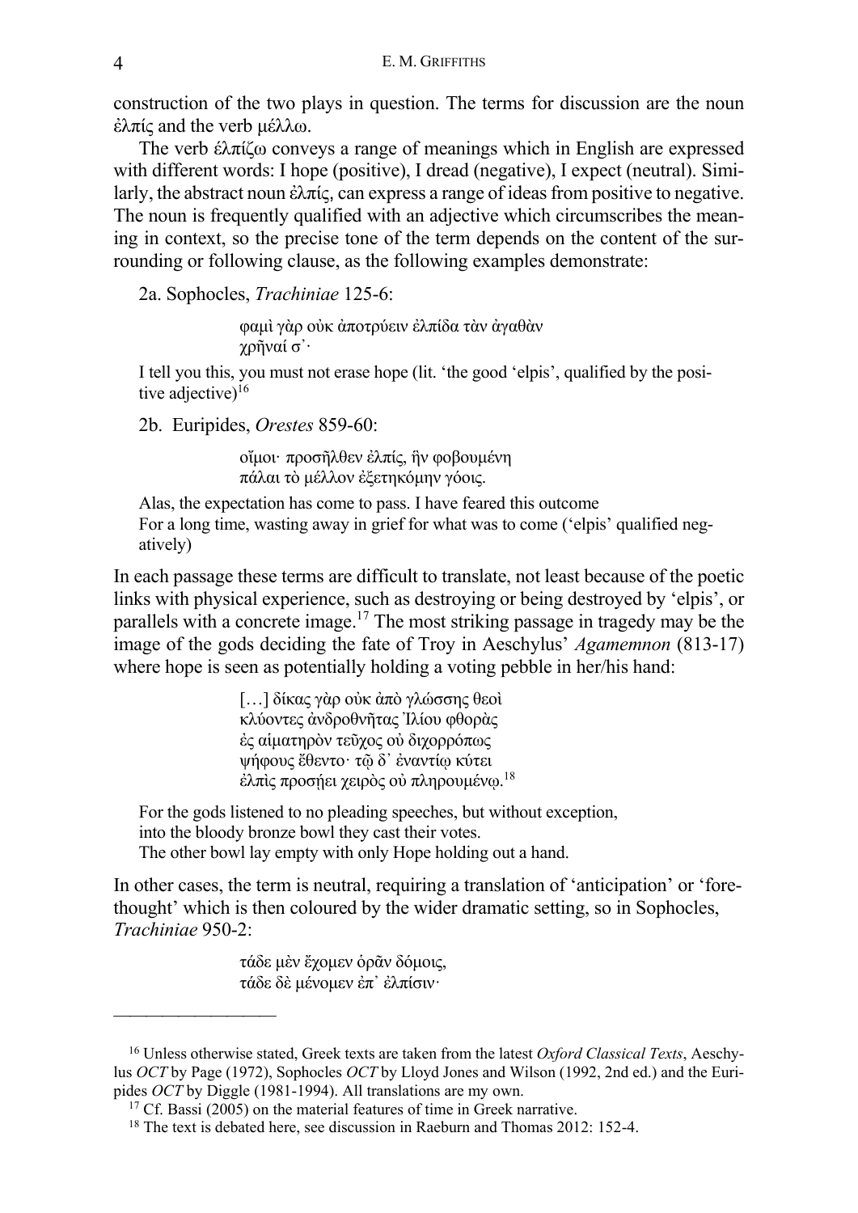construction of the two plays in question. The terms for discussion are the noun ἐλπίς and the verb μέλλω.

The verb ἐλπίζω conveys a range of meanings which in English are expressed with different words: I hope (positive), I dread (negative), I expect (neutral). Similarly, the abstract noun ἐλπίς, can express a range of ideas from positive to negative. The noun is frequently qualified with an adjective which circumscribes the meaning in context, so the precise tone of the term depends on the content of the surrounding or following clause, as the following examples demonstrate:

2a. Sophocles, *Trachiniae* 125-6:

> φαμὶ γὰρ οὐκ ἀποτρύειν ἐλπίδα τὰν ἀγαθὰν
> χρῆναί σ'·

I tell you this, you must not erase hope (lit. 'the good 'elpis', qualified by the positive adjective)[16]

2b. Euripides, *Orestes* 859-60:

> οἴμοι· προσῆλθεν ἐλπίς, ἣν φοβουμένη
> πάλαι τὸ μέλλον ἐξετηκόμην γόοις.

Alas, the expectation has come to pass. I have feared this outcome
For a long time, wasting away in grief for what was to come ('elpis' qualified negatively)

In each passage these terms are difficult to translate, not least because of the poetic links with physical experience, such as destroying or being destroyed by 'elpis', or parallels with a concrete image.[17] The most striking passage in tragedy may be the image of the gods deciding the fate of Troy in Aeschylus' *Agamemnon* (813-17) where hope is seen as potentially holding a voting pebble in her/his hand:

> […] δίκας γὰρ οὐκ ἀπὸ γλώσσης θεοὶ
> κλύοντες ἀνδροθνῆτας Ἰλίου φθορὰς
> ἐς αἱματηρὸν τεῦχος οὐ διχορρόπως
> ψήφους ἔθεντο· τῷ δ' ἐναντίῳ κύτει
> ἐλπὶς προσῄει χειρὸς οὐ πληρουμένῳ.[18]

For the gods listened to no pleading speeches, but without exception,
into the bloody bronze bowl they cast their votes.
The other bowl lay empty with only Hope holding out a hand.

In other cases, the term is neutral, requiring a translation of 'anticipation' or 'forethought' which is then coloured by the wider dramatic setting, so in Sophocles, *Trachiniae* 950-2:

> τάδε μὲν ἔχομεν ὁρᾶν δόμοις,
> τάδε δὲ μένομεν ἐπ' ἐλπίσιν·

---

[16] Unless otherwise stated, Greek texts are taken from the latest *Oxford Classical Texts*, Aeschylus *OCT* by Page (1972), Sophocles *OCT* by Lloyd Jones and Wilson (1992, 2nd ed.) and the Euripides *OCT* by Diggle (1981-1994). All translations are my own.

[17] Cf. Bassi (2005) on the material features of time in Greek narrative.

[18] The text is debated here, see discussion in Raeburn and Thomas 2012: 152-4.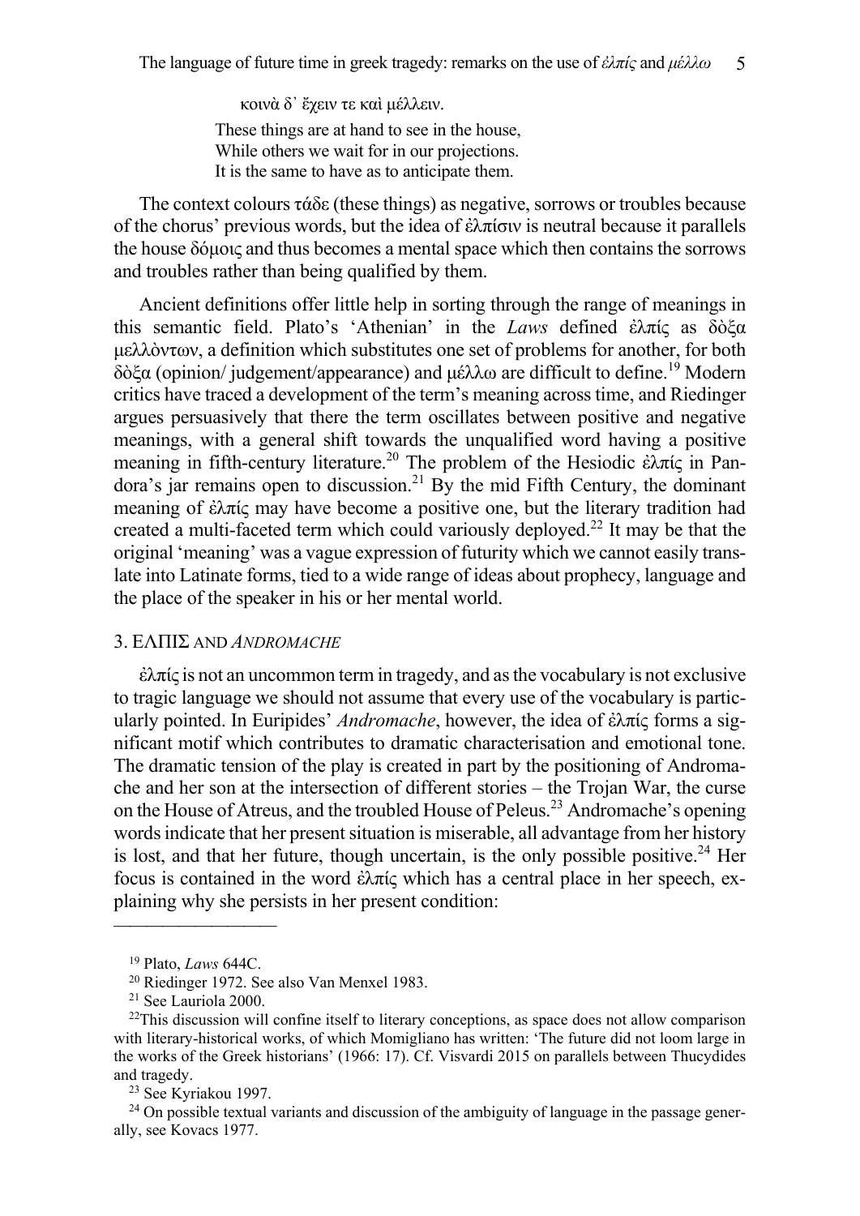κοινὰ δ᾽ ἔχειν τε καὶ μέλλειν.

These things are at hand to see in the house,
While others we wait for in our projections.
It is the same to have as to anticipate them.

The context colours τάδε (these things) as negative, sorrows or troubles because of the chorus' previous words, but the idea of ἐλπίσιν is neutral because it parallels the house δόμοις and thus becomes a mental space which then contains the sorrows and troubles rather than being qualified by them.

Ancient definitions offer little help in sorting through the range of meanings in this semantic field. Plato's 'Athenian' in the *Laws* defined ἐλπίς as δὸξα μελλὸντων, a definition which substitutes one set of problems for another, for both δὸξα (opinion/ judgement/appearance) and μέλλω are difficult to define.[19] Modern critics have traced a development of the term's meaning across time, and Riedinger argues persuasively that there the term oscillates between positive and negative meanings, with a general shift towards the unqualified word having a positive meaning in fifth-century literature.[20] The problem of the Hesiodic ἐλπίς in Pandora's jar remains open to discussion.[21] By the mid Fifth Century, the dominant meaning of ἐλπίς may have become a positive one, but the literary tradition had created a multi-faceted term which could variously deployed.[22] It may be that the original 'meaning' was a vague expression of futurity which we cannot easily translate into Latinate forms, tied to a wide range of ideas about prophecy, language and the place of the speaker in his or her mental world.

## 3. ΕΛΠΙΣ AND *ANDROMACHE*

ἐλπίς is not an uncommon term in tragedy, and as the vocabulary is not exclusive to tragic language we should not assume that every use of the vocabulary is particularly pointed. In Euripides' *Andromache*, however, the idea of ἐλπίς forms a significant motif which contributes to dramatic characterisation and emotional tone. The dramatic tension of the play is created in part by the positioning of Andromache and her son at the intersection of different stories – the Trojan War, the curse on the House of Atreus, and the troubled House of Peleus.[23] Andromache's opening words indicate that her present situation is miserable, all advantage from her history is lost, and that her future, though uncertain, is the only possible positive.[24] Her focus is contained in the word ἐλπίς which has a central place in her speech, explaining why she persists in her present condition:

---

[19] Plato, *Laws* 644C.

[20] Riedinger 1972. See also Van Menxel 1983.

[21] See Lauriola 2000.

[22] This discussion will confine itself to literary conceptions, as space does not allow comparison with literary-historical works, of which Momigliano has written: 'The future did not loom large in the works of the Greek historians' (1966: 17). Cf. Visvardi 2015 on parallels between Thucydides and tragedy.

[23] See Kyriakou 1997.

[24] On possible textual variants and discussion of the ambiguity of language in the passage generally, see Kovacs 1977.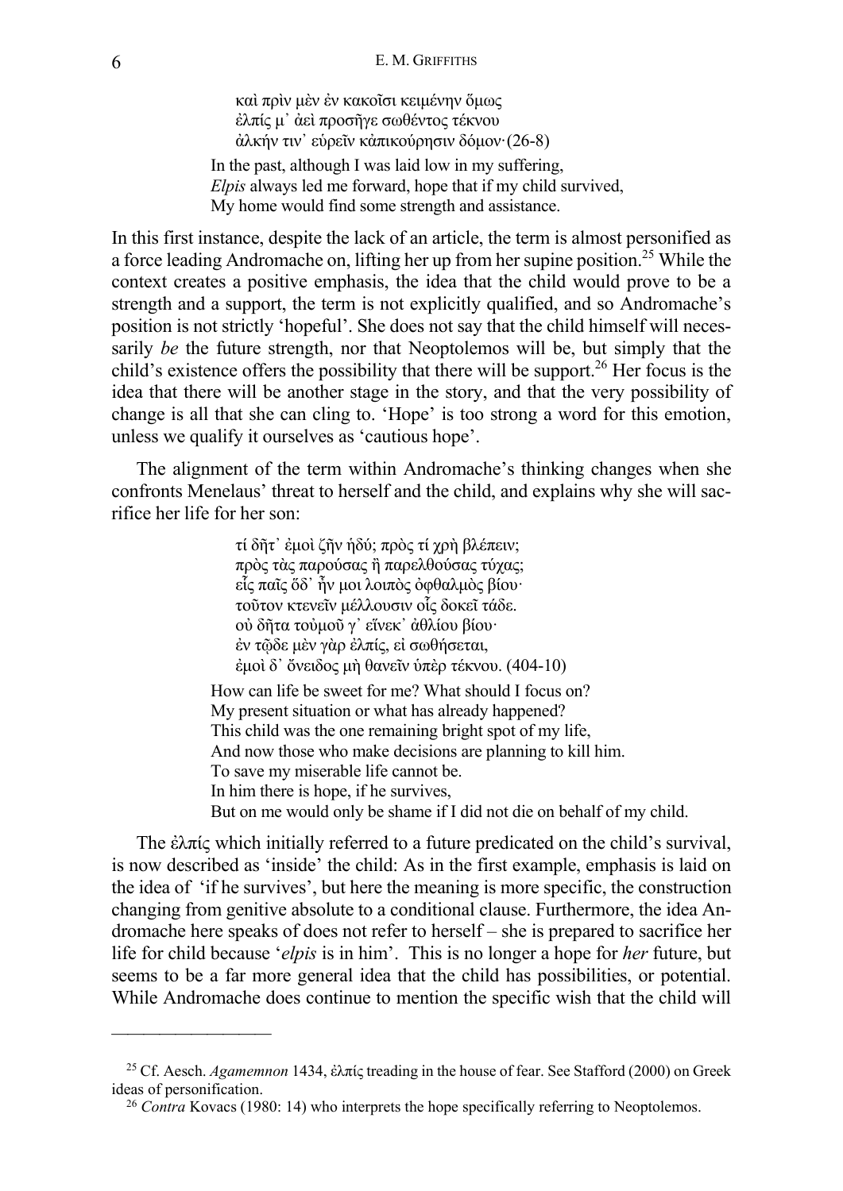καὶ πρὶν μὲν ἐν κακοῖσι κειμένην ὅμως
ἐλπίς μ᾽ ἀεὶ προσῆγε σωθέντος τέκνου
ἀλκήν τιν᾽ εὑρεῖν κἀπικούρησιν δόμον· (26-8)

In the past, although I was laid low in my suffering,
*Elpis* always led me forward, hope that if my child survived,
My home would find some strength and assistance.

In this first instance, despite the lack of an article, the term is almost personified as a force leading Andromache on, lifting her up from her supine position.[25] While the context creates a positive emphasis, the idea that the child would prove to be a strength and a support, the term is not explicitly qualified, and so Andromache's position is not strictly 'hopeful'. She does not say that the child himself will necessarily *be* the future strength, nor that Neoptolemos will be, but simply that the child's existence offers the possibility that there will be support.[26] Her focus is the idea that there will be another stage in the story, and that the very possibility of change is all that she can cling to. 'Hope' is too strong a word for this emotion, unless we qualify it ourselves as 'cautious hope'.

The alignment of the term within Andromache's thinking changes when she confronts Menelaus' threat to herself and the child, and explains why she will sacrifice her life for her son:

τί δῆτ᾽ ἐμοὶ ζῆν ἡδύ; πρὸς τί χρὴ βλέπειν;
πρὸς τὰς παρούσας ἢ παρελθούσας τύχας;
εἷς παῖς ὅδ᾽ ἦν μοι λοιπὸς ὀφθαλμὸς βίου·
τοῦτον κτενεῖν μέλλουσιν οἷς δοκεῖ τάδε.
οὐ δῆτα τοὐμοῦ γ᾽ εἵνεκ᾽ ἀθλίου βίου·
ἐν τῷδε μὲν γὰρ ἐλπίς, εἰ σωθήσεται,
ἐμοὶ δ᾽ ὄνειδος μὴ θανεῖν ὑπὲρ τέκνου. (404-10)

How can life be sweet for me? What should I focus on?
My present situation or what has already happened?
This child was the one remaining bright spot of my life,
And now those who make decisions are planning to kill him.
To save my miserable life cannot be.
In him there is hope, if he survives,
But on me would only be shame if I did not die on behalf of my child.

The ἐλπίς which initially referred to a future predicated on the child's survival, is now described as 'inside' the child: As in the first example, emphasis is laid on the idea of 'if he survives', but here the meaning is more specific, the construction changing from genitive absolute to a conditional clause. Furthermore, the idea Andromache here speaks of does not refer to herself – she is prepared to sacrifice her life for child because '*elpis* is in him'. This is no longer a hope for *her* future, but seems to be a far more general idea that the child has possibilities, or potential. While Andromache does continue to mention the specific wish that the child will

[25] Cf. Aesch. *Agamemnon* 1434, ἐλπίς treading in the house of fear. See Stafford (2000) on Greek ideas of personification.

[26] *Contra* Kovacs (1980: 14) who interprets the hope specifically referring to Neoptolemos.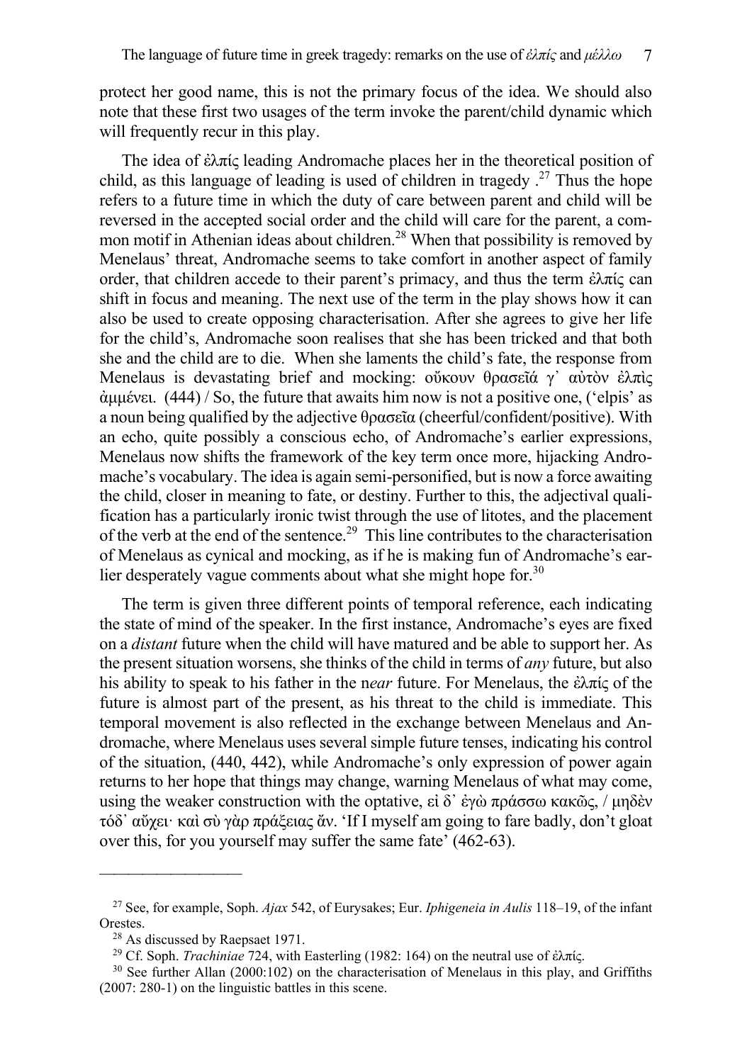protect her good name, this is not the primary focus of the idea. We should also note that these first two usages of the term invoke the parent/child dynamic which will frequently recur in this play.

The idea of ἐλπίς leading Andromache places her in the theoretical position of child, as this language of leading is used of children in tragedy .[27] Thus the hope refers to a future time in which the duty of care between parent and child will be reversed in the accepted social order and the child will care for the parent, a common motif in Athenian ideas about children.[28] When that possibility is removed by Menelaus' threat, Andromache seems to take comfort in another aspect of family order, that children accede to their parent's primacy, and thus the term ἐλπίς can shift in focus and meaning. The next use of the term in the play shows how it can also be used to create opposing characterisation. After she agrees to give her life for the child's, Andromache soon realises that she has been tricked and that both she and the child are to die. When she laments the child's fate, the response from Menelaus is devastating brief and mocking: οὔκουν θρασεῖά γ᾽ αὐτὸν ἐλπὶς ἀμμένει. (444) / So, the future that awaits him now is not a positive one, ('elpis' as a noun being qualified by the adjective θρασεῖα (cheerful/confident/positive). With an echo, quite possibly a conscious echo, of Andromache's earlier expressions, Menelaus now shifts the framework of the key term once more, hijacking Andromache's vocabulary. The idea is again semi-personified, but is now a force awaiting the child, closer in meaning to fate, or destiny. Further to this, the adjectival qualification has a particularly ironic twist through the use of litotes, and the placement of the verb at the end of the sentence.[29] This line contributes to the characterisation of Menelaus as cynical and mocking, as if he is making fun of Andromache's earlier desperately vague comments about what she might hope for.[30]

The term is given three different points of temporal reference, each indicating the state of mind of the speaker. In the first instance, Andromache's eyes are fixed on a *distant* future when the child will have matured and be able to support her. As the present situation worsens, she thinks of the child in terms of *any* future, but also his ability to speak to his father in the n*ear* future. For Menelaus, the ἐλπίς of the future is almost part of the present, as his threat to the child is immediate. This temporal movement is also reflected in the exchange between Menelaus and Andromache, where Menelaus uses several simple future tenses, indicating his control of the situation, (440, 442), while Andromache's only expression of power again returns to her hope that things may change, warning Menelaus of what may come, using the weaker construction with the optative, εἰ δ᾽ ἐγὼ πράσσω κακῶς, / μηδὲν τόδ᾽ αὔχει· καὶ σὺ γὰρ πράξειας ἄν. 'If I myself am going to fare badly, don't gloat over this, for you yourself may suffer the same fate' (462-63).

---

[27] See, for example, Soph. *Ajax* 542, of Eurysakes; Eur. *Iphigeneia in Aulis* 118–19, of the infant Orestes.

[28] As discussed by Raepsaet 1971.

[29] Cf. Soph. *Trachiniae* 724, with Easterling (1982: 164) on the neutral use of ἐλπίς.

[30] See further Allan (2000:102) on the characterisation of Menelaus in this play, and Griffiths (2007: 280-1) on the linguistic battles in this scene.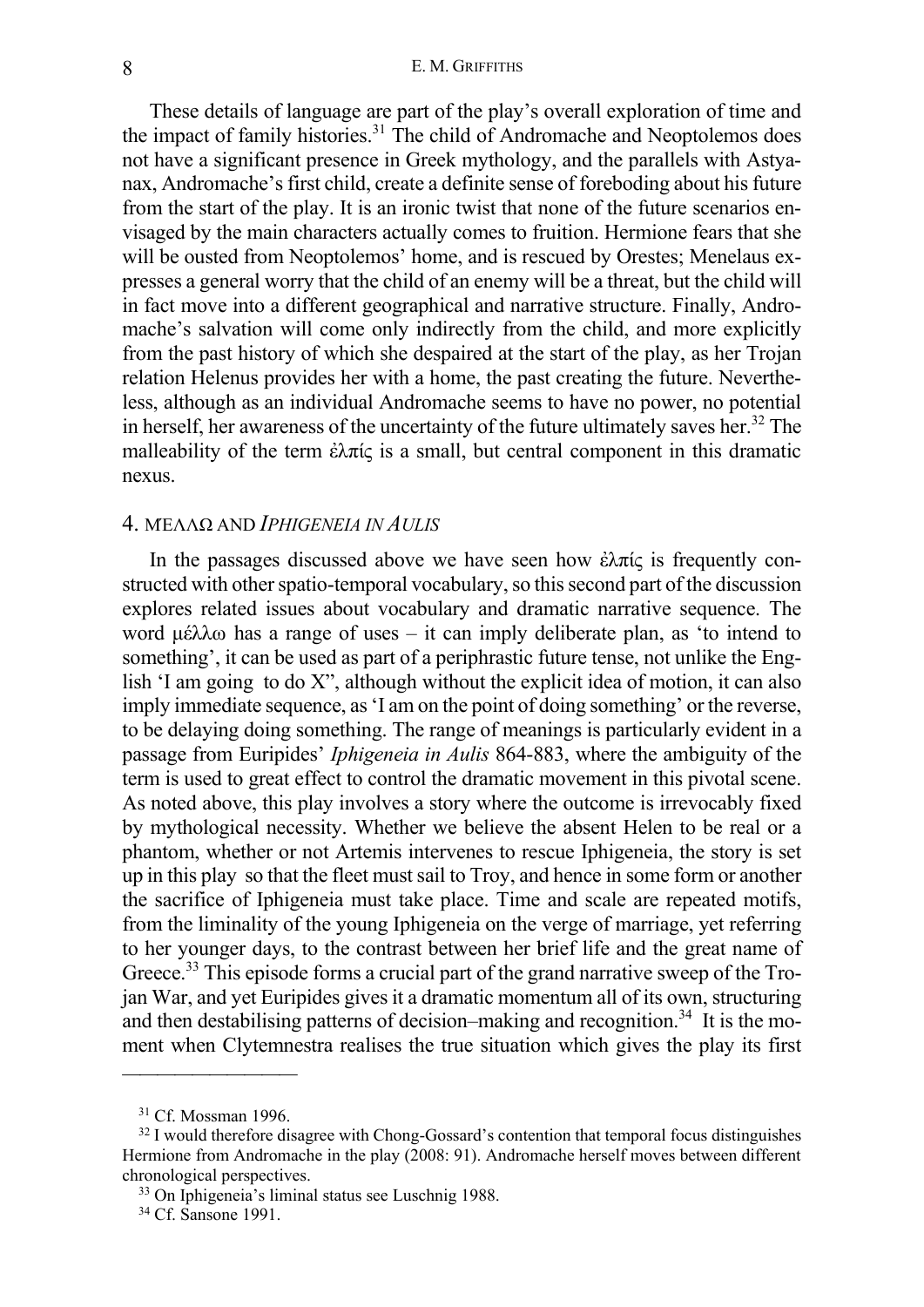These details of language are part of the play's overall exploration of time and the impact of family histories.[31] The child of Andromache and Neoptolemos does not have a significant presence in Greek mythology, and the parallels with Astyanax, Andromache's first child, create a definite sense of foreboding about his future from the start of the play. It is an ironic twist that none of the future scenarios envisaged by the main characters actually comes to fruition. Hermione fears that she will be ousted from Neoptolemos' home, and is rescued by Orestes; Menelaus expresses a general worry that the child of an enemy will be a threat, but the child will in fact move into a different geographical and narrative structure. Finally, Andromache's salvation will come only indirectly from the child, and more explicitly from the past history of which she despaired at the start of the play, as her Trojan relation Helenus provides her with a home, the past creating the future. Nevertheless, although as an individual Andromache seems to have no power, no potential in herself, her awareness of the uncertainty of the future ultimately saves her.[32] The malleability of the term ἐλπίς is a small, but central component in this dramatic nexus.

## 4. ΜΕΛΛΩ AND *IPHIGENEIA IN AULIS*

In the passages discussed above we have seen how ἐλπίς is frequently constructed with other spatio-temporal vocabulary, so this second part of the discussion explores related issues about vocabulary and dramatic narrative sequence. The word μέλλω has a range of uses – it can imply deliberate plan, as 'to intend to something', it can be used as part of a periphrastic future tense, not unlike the English 'I am going to do X", although without the explicit idea of motion, it can also imply immediate sequence, as 'I am on the point of doing something' or the reverse, to be delaying doing something. The range of meanings is particularly evident in a passage from Euripides' *Iphigeneia in Aulis* 864-883, where the ambiguity of the term is used to great effect to control the dramatic movement in this pivotal scene. As noted above, this play involves a story where the outcome is irrevocably fixed by mythological necessity. Whether we believe the absent Helen to be real or a phantom, whether or not Artemis intervenes to rescue Iphigeneia, the story is set up in this play so that the fleet must sail to Troy, and hence in some form or another the sacrifice of Iphigeneia must take place. Time and scale are repeated motifs, from the liminality of the young Iphigeneia on the verge of marriage, yet referring to her younger days, to the contrast between her brief life and the great name of Greece.[33] This episode forms a crucial part of the grand narrative sweep of the Trojan War, and yet Euripides gives it a dramatic momentum all of its own, structuring and then destabilising patterns of decision–making and recognition.[34] It is the moment when Clytemnestra realises the true situation which gives the play its first

---

[31] Cf. Mossman 1996.

[32] I would therefore disagree with Chong-Gossard's contention that temporal focus distinguishes Hermione from Andromache in the play (2008: 91). Andromache herself moves between different chronological perspectives.

[33] On Iphigeneia's liminal status see Luschnig 1988.

[34] Cf. Sansone 1991.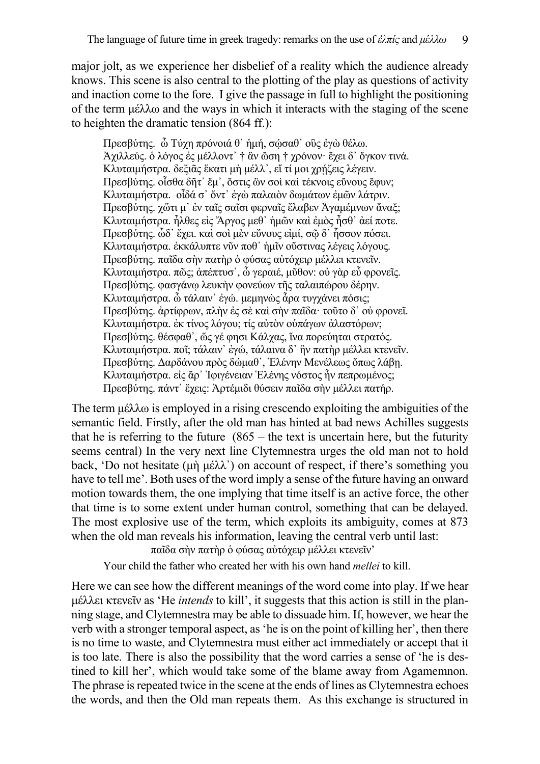major jolt, as we experience her disbelief of a reality which the audience already knows. This scene is also central to the plotting of the play as questions of activity and inaction come to the fore. I give the passage in full to highlight the positioning of the term μέλλω and the ways in which it interacts with the staging of the scene to heighten the dramatic tension (864 ff.):

> Πρεσβύτης. ὦ Τύχη πρόνοιά θ᾽ ἡμή, σῴσαθ᾽ οὓς ἐγὼ θέλω.
> Ἀχιλλεύς. ὁ λόγος ἐς μέλλοντ᾽ † ἂν ὤση † χρόνον· ἔχει δ᾽ ὄγκον τινά.
> Κλυταιμήστρα. δεξιᾶς ἕκατι μὴ μέλλ᾽, εἴ τί μοι χρῄζεις λέγειν.
> Πρεσβύτης. οἶσθα δῆτ᾽ ἔμ᾽, ὅστις ὢν σοὶ καὶ τέκνοις εὔνους ἔφυν;
> Κλυταιμήστρα. οἶδά σ᾽ ὄντ᾽ ἐγὼ παλαιὸν δωμάτων ἐμῶν λάτριν.
> Πρεσβύτης. χὤτι μ᾽ ἐν ταῖς σαῖσι φερναῖς ἔλαβεν Ἀγαμέμνων ἄναξ;
> Κλυταιμήστρα. ἦλθες εἰς Ἄργος μεθ᾽ ἡμῶν καὶ ἐμὸς ἦσθ᾽ ἀεί ποτε.
> Πρεσβύτης. ὧδ᾽ ἔχει. καὶ σοὶ μὲν εὔνους εἰμί, σῷ δ᾽ ἧσσον πόσει.
> Κλυταιμήστρα. ἐκκάλυπτε νῦν ποθ᾽ ἡμῖν οὕστινας λέγεις λόγους.
> Πρεσβύτης. παῖδα σὴν πατὴρ ὁ φύσας αὐτόχειρ μέλλει κτενεῖν.
> Κλυταιμήστρα. πῶς; ἀπέπτυσ᾽, ὦ γεραιέ, μῦθον: οὐ γὰρ εὖ φρονεῖς.
> Πρεσβύτης. φασγάνῳ λευκὴν φονεύων τῆς ταλαιπώρου δέρην.
> Κλυταιμήστρα. ὦ τάλαιν᾽ ἐγώ. μεμηνὼς ἆρα τυγχάνει πόσις;
> Πρεσβύτης. ἀρτίφρων, πλὴν ἐς σὲ καὶ σὴν παῖδα· τοῦτο δ᾽ οὐ φρονεῖ.
> Κλυταιμήστρα. ἐκ τίνος λόγου; τίς αὐτὸν οὑπάγων ἀλαστόρων;
> Πρεσβύτης. θέσφαθ᾽, ὥς γέ φησι Κάλχας, ἵνα πορεύηται στρατός.
> Κλυταιμήστρα. ποῖ; τάλαιν᾽ ἐγώ, τάλαινα δ᾽ ἣν πατὴρ μέλλει κτενεῖν.
> Πρεσβύτης. Δαρδάνου πρὸς δώμαθ᾽, Ἑλένην Μενέλεως ὅπως λάβῃ.
> Κλυταιμήστρα. εἰς ἄρ᾽ Ἰφιγένειαν Ἑλένης νόστος ἦν πεπρωμένος;
> Πρεσβύτης. πάντ᾽ ἔχεις: Ἀρτέμιδι θύσειν παῖδα σὴν μέλλει πατήρ.

The term μέλλω is employed in a rising crescendo exploiting the ambiguities of the semantic field. Firstly, after the old man has hinted at bad news Achilles suggests that he is referring to the future (865 – the text is uncertain here, but the futurity seems central) In the very next line Clytemnestra urges the old man not to hold back, 'Do not hesitate (μὴ μέλλ᾽) on account of respect, if there's something you have to tell me'. Both uses of the word imply a sense of the future having an onward motion towards them, the one implying that time itself is an active force, the other that time is to some extent under human control, something that can be delayed. The most explosive use of the term, which exploits its ambiguity, comes at 873 when the old man reveals his information, leaving the central verb until last:

> παῖδα σὴν πατὴρ ὁ φύσας αὐτόχειρ μέλλει κτενεῖν᾽
>
> Your child the father who created her with his own hand *mellei* to kill.

Here we can see how the different meanings of the word come into play. If we hear μέλλει κτενεῖν as 'He *intends* to kill', it suggests that this action is still in the planning stage, and Clytemnestra may be able to dissuade him. If, however, we hear the verb with a stronger temporal aspect, as 'he is on the point of killing her', then there is no time to waste, and Clytemnestra must either act immediately or accept that it is too late. There is also the possibility that the word carries a sense of 'he is destined to kill her', which would take some of the blame away from Agamemnon. The phrase is repeated twice in the scene at the ends of lines as Clytemnestra echoes the words, and then the Old man repeats them. As this exchange is structured in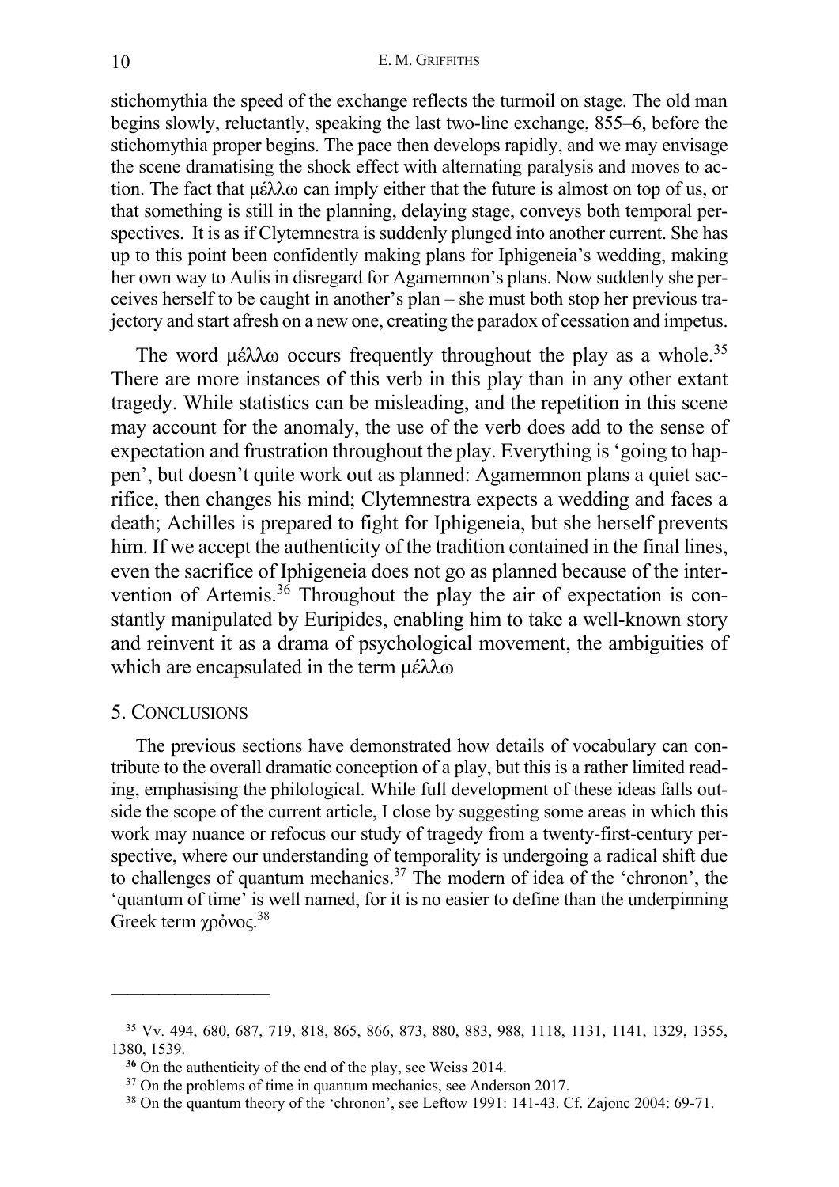stichomythia the speed of the exchange reflects the turmoil on stage. The old man begins slowly, reluctantly, speaking the last two-line exchange, 855–6, before the stichomythia proper begins. The pace then develops rapidly, and we may envisage the scene dramatising the shock effect with alternating paralysis and moves to action. The fact that μέλλω can imply either that the future is almost on top of us, or that something is still in the planning, delaying stage, conveys both temporal perspectives. It is as if Clytemnestra is suddenly plunged into another current. She has up to this point been confidently making plans for Iphigeneia's wedding, making her own way to Aulis in disregard for Agamemnon's plans. Now suddenly she perceives herself to be caught in another's plan – she must both stop her previous trajectory and start afresh on a new one, creating the paradox of cessation and impetus.

The word μέλλω occurs frequently throughout the play as a whole.[35] There are more instances of this verb in this play than in any other extant tragedy. While statistics can be misleading, and the repetition in this scene may account for the anomaly, the use of the verb does add to the sense of expectation and frustration throughout the play. Everything is 'going to happen', but doesn't quite work out as planned: Agamemnon plans a quiet sacrifice, then changes his mind; Clytemnestra expects a wedding and faces a death; Achilles is prepared to fight for Iphigeneia, but she herself prevents him. If we accept the authenticity of the tradition contained in the final lines, even the sacrifice of Iphigeneia does not go as planned because of the intervention of Artemis.[36] Throughout the play the air of expectation is constantly manipulated by Euripides, enabling him to take a well-known story and reinvent it as a drama of psychological movement, the ambiguities of which are encapsulated in the term μέλλω

## 5. Conclusions

The previous sections have demonstrated how details of vocabulary can contribute to the overall dramatic conception of a play, but this is a rather limited reading, emphasising the philological. While full development of these ideas falls outside the scope of the current article, I close by suggesting some areas in which this work may nuance or refocus our study of tragedy from a twenty-first-century perspective, where our understanding of temporality is undergoing a radical shift due to challenges of quantum mechanics.[37] The modern of idea of the 'chronon', the 'quantum of time' is well named, for it is no easier to define than the underpinning Greek term χρὸνος.[38]

---

[35] Vv. 494, 680, 687, 719, 818, 865, 866, 873, 880, 883, 988, 1118, 1131, 1141, 1329, 1355, 1380, 1539.

[36] On the authenticity of the end of the play, see Weiss 2014.

[37] On the problems of time in quantum mechanics, see Anderson 2017.

[38] On the quantum theory of the 'chronon', see Leftow 1991: 141-43. Cf. Zajonc 2004: 69-71.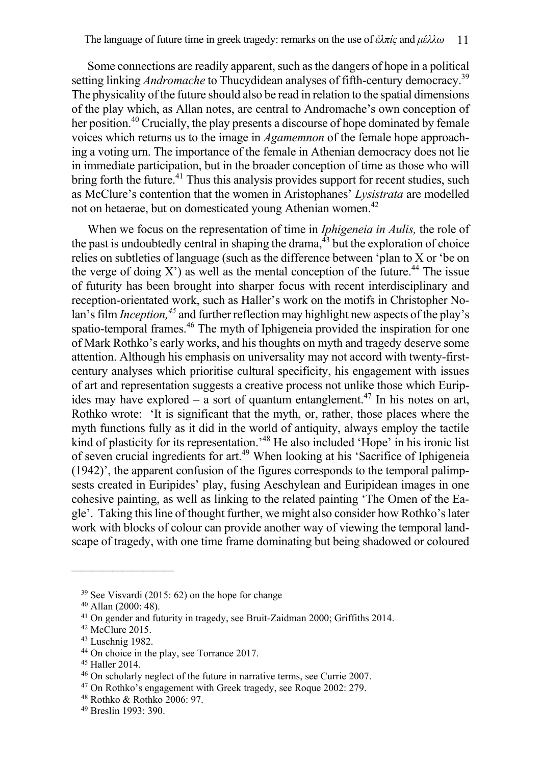Some connections are readily apparent, such as the dangers of hope in a political setting linking *Andromache* to Thucydidean analyses of fifth-century democracy.[39] The physicality of the future should also be read in relation to the spatial dimensions of the play which, as Allan notes, are central to Andromache's own conception of her position.[40] Crucially, the play presents a discourse of hope dominated by female voices which returns us to the image in *Agamemnon* of the female hope approaching a voting urn. The importance of the female in Athenian democracy does not lie in immediate participation, but in the broader conception of time as those who will bring forth the future.[41] Thus this analysis provides support for recent studies, such as McClure's contention that the women in Aristophanes' *Lysistrata* are modelled not on hetaerae, but on domesticated young Athenian women.[42]

When we focus on the representation of time in *Iphigeneia in Aulis,* the role of the past is undoubtedly central in shaping the drama,[43] but the exploration of choice relies on subtleties of language (such as the difference between 'plan to X or 'be on the verge of doing X') as well as the mental conception of the future.[44] The issue of futurity has been brought into sharper focus with recent interdisciplinary and reception-orientated work, such as Haller's work on the motifs in Christopher Nolan's film *Inception,*[45] and further reflection may highlight new aspects of the play's spatio-temporal frames.[46] The myth of Iphigeneia provided the inspiration for one of Mark Rothko's early works, and his thoughts on myth and tragedy deserve some attention. Although his emphasis on universality may not accord with twenty-first-century analyses which prioritise cultural specificity, his engagement with issues of art and representation suggests a creative process not unlike those which Euripides may have explored – a sort of quantum entanglement.[47] In his notes on art, Rothko wrote: 'It is significant that the myth, or, rather, those places where the myth functions fully as it did in the world of antiquity, always employ the tactile kind of plasticity for its representation.'[48] He also included 'Hope' in his ironic list of seven crucial ingredients for art.[49] When looking at his 'Sacrifice of Iphigeneia (1942)', the apparent confusion of the figures corresponds to the temporal palimpsests created in Euripides' play, fusing Aeschylean and Euripidean images in one cohesive painting, as well as linking to the related painting 'The Omen of the Eagle'. Taking this line of thought further, we might also consider how Rothko's later work with blocks of colour can provide another way of viewing the temporal landscape of tragedy, with one time frame dominating but being shadowed or coloured

---

[39] See Visvardi (2015: 62) on the hope for change

[40] Allan (2000: 48).

[41] On gender and futurity in tragedy, see Bruit-Zaidman 2000; Griffiths 2014.

[42] McClure 2015.

[43] Luschnig 1982.

[44] On choice in the play, see Torrance 2017.

[45] Haller 2014.

[46] On scholarly neglect of the future in narrative terms, see Currie 2007.

[47] On Rothko's engagement with Greek tragedy, see Roque 2002: 279.

[48] Rothko & Rothko 2006: 97.

[49] Breslin 1993: 390.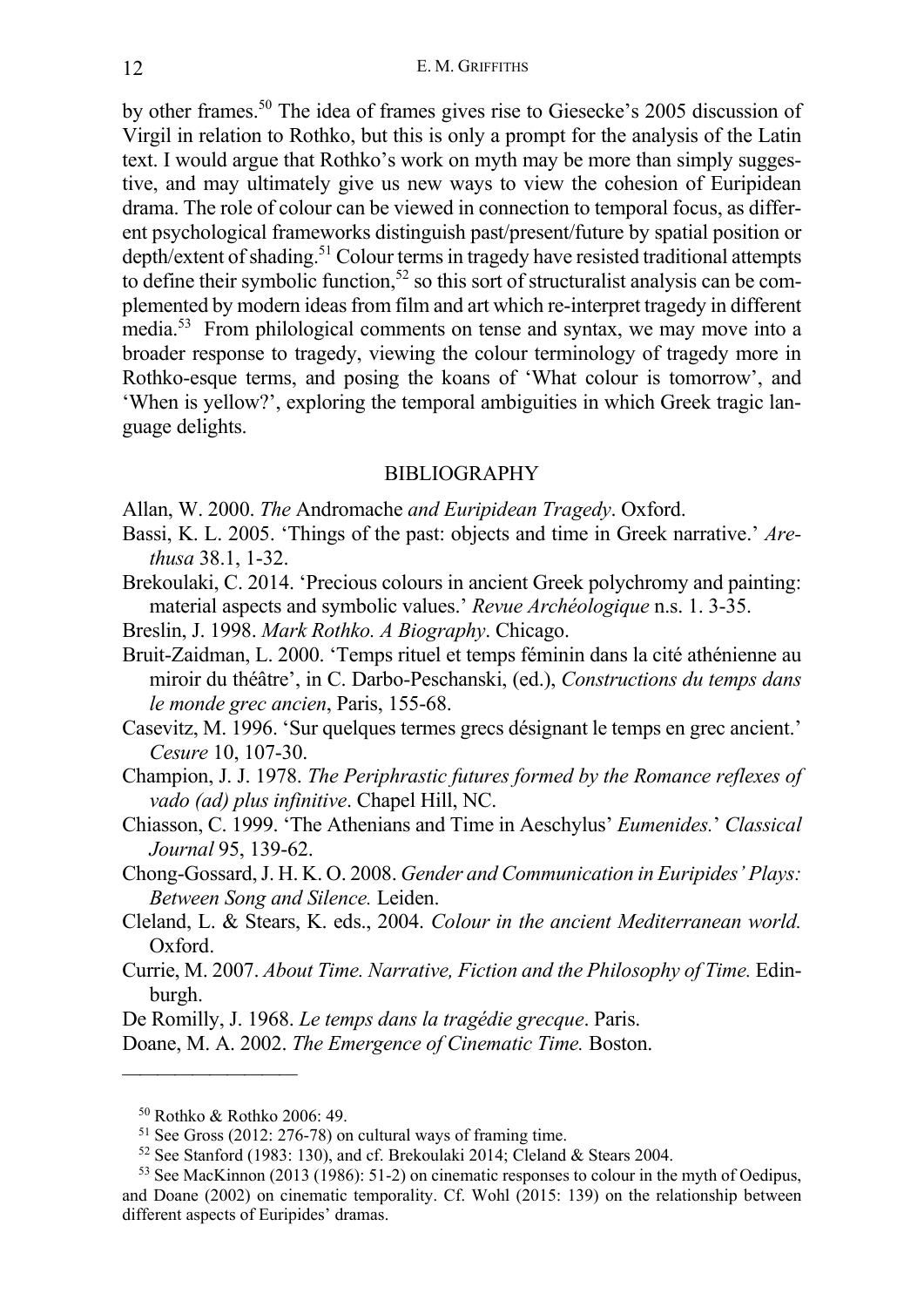by other frames.[50] The idea of frames gives rise to Giesecke's 2005 discussion of Virgil in relation to Rothko, but this is only a prompt for the analysis of the Latin text. I would argue that Rothko's work on myth may be more than simply suggestive, and may ultimately give us new ways to view the cohesion of Euripidean drama. The role of colour can be viewed in connection to temporal focus, as different psychological frameworks distinguish past/present/future by spatial position or depth/extent of shading.[51] Colour terms in tragedy have resisted traditional attempts to define their symbolic function,[52] so this sort of structuralist analysis can be complemented by modern ideas from film and art which re-interpret tragedy in different media.[53] From philological comments on tense and syntax, we may move into a broader response to tragedy, viewing the colour terminology of tragedy more in Rothko-esque terms, and posing the koans of 'What colour is tomorrow', and 'When is yellow?', exploring the temporal ambiguities in which Greek tragic language delights.

## BIBLIOGRAPHY

Allan, W. 2000. *The* Andromache *and Euripidean Tragedy*. Oxford.

Bassi, K. L. 2005. 'Things of the past: objects and time in Greek narrative.' *Arethusa* 38.1, 1-32.

Brekoulaki, C. 2014. 'Precious colours in ancient Greek polychromy and painting: material aspects and symbolic values.' *Revue Archéologique* n.s. 1. 3-35.

Breslin, J. 1998. *Mark Rothko. A Biography*. Chicago.

Bruit-Zaidman, L. 2000. 'Temps rituel et temps féminin dans la cité athénienne au miroir du théâtre', in C. Darbo-Peschanski, (ed.), *Constructions du temps dans le monde grec ancien*, Paris, 155-68.

Casevitz, M. 1996. 'Sur quelques termes grecs désignant le temps en grec ancient.' *Cesure* 10, 107-30.

Champion, J. J. 1978. *The Periphrastic futures formed by the Romance reflexes of vado (ad) plus infinitive*. Chapel Hill, NC.

Chiasson, C. 1999. 'The Athenians and Time in Aeschylus' *Eumenides.*' *Classical Journal* 95, 139-62.

Chong-Gossard, J. H. K. O. 2008. *Gender and Communication in Euripides' Plays: Between Song and Silence.* Leiden.

Cleland, L. & Stears, K. eds., 2004. *Colour in the ancient Mediterranean world.* Oxford.

Currie, M. 2007. *About Time. Narrative, Fiction and the Philosophy of Time.* Edinburgh.

De Romilly, J. 1968. *Le temps dans la tragédie grecque*. Paris.

Doane, M. A. 2002. *The Emergence of Cinematic Time.* Boston.

---

[50] Rothko & Rothko 2006: 49.

[51] See Gross (2012: 276-78) on cultural ways of framing time.

[52] See Stanford (1983: 130), and cf. Brekoulaki 2014; Cleland & Stears 2004.

[53] See MacKinnon (2013 (1986): 51-2) on cinematic responses to colour in the myth of Oedipus, and Doane (2002) on cinematic temporality. Cf. Wohl (2015: 139) on the relationship between different aspects of Euripides' dramas.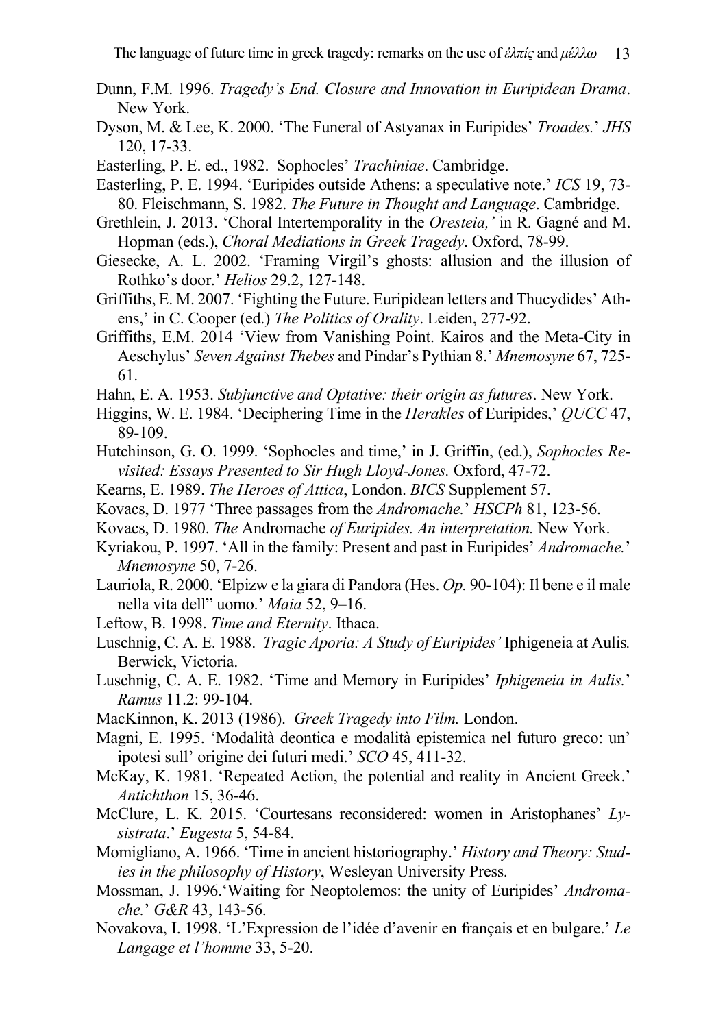Dunn, F.M. 1996. *Tragedy's End. Closure and Innovation in Euripidean Drama*. New York.

Dyson, M. & Lee, K. 2000. 'The Funeral of Astyanax in Euripides' *Troades.*' *JHS* 120, 17-33.

Easterling, P. E. ed., 1982. Sophocles' *Trachiniae*. Cambridge.

Easterling, P. E. 1994. 'Euripides outside Athens: a speculative note.' *ICS* 19, 73-80. Fleischmann, S. 1982. *The Future in Thought and Language*. Cambridge.

Grethlein, J. 2013. 'Choral Intertemporality in the *Oresteia,'* in R. Gagné and M. Hopman (eds.), *Choral Mediations in Greek Tragedy*. Oxford, 78-99.

Giesecke, A. L. 2002. 'Framing Virgil's ghosts: allusion and the illusion of Rothko's door.' *Helios* 29.2, 127-148.

Griffiths, E. M. 2007. 'Fighting the Future. Euripidean letters and Thucydides' Athens,' in C. Cooper (ed.) *The Politics of Orality*. Leiden, 277-92.

Griffiths, E.M. 2014 'View from Vanishing Point. Kairos and the Meta-City in Aeschylus' *Seven Against Thebes* and Pindar's Pythian 8.' *Mnemosyne* 67, 725-61.

Hahn, E. A. 1953. *Subjunctive and Optative: their origin as futures*. New York.

Higgins, W. E. 1984. 'Deciphering Time in the *Herakles* of Euripides,' *QUCC* 47, 89-109.

Hutchinson, G. O. 1999. 'Sophocles and time,' in J. Griffin, (ed.), *Sophocles Revisited: Essays Presented to Sir Hugh Lloyd-Jones.* Oxford, 47-72.

Kearns, E. 1989. *The Heroes of Attica*, London. *BICS* Supplement 57.

Kovacs, D. 1977 'Three passages from the *Andromache.*' *HSCPh* 81, 123-56.

Kovacs, D. 1980. *The* Andromache *of Euripides. An interpretation.* New York.

Kyriakou, P. 1997. 'All in the family: Present and past in Euripides' *Andromache.*' *Mnemosyne* 50, 7-26.

Lauriola, R. 2000. 'Elpizw e la giara di Pandora (Hes. *Op.* 90-104): Il bene e il male nella vita dell" uomo.' *Maia* 52, 9–16.

Leftow, B. 1998. *Time and Eternity*. Ithaca.

Luschnig, C. A. E. 1988. *Tragic Aporia: A Study of Euripides'* Iphigeneia at Aulis*.* Berwick, Victoria.

Luschnig, C. A. E. 1982. 'Time and Memory in Euripides' *Iphigeneia in Aulis.*' *Ramus* 11.2: 99-104.

MacKinnon, K. 2013 (1986). *Greek Tragedy into Film.* London.

Magni, E. 1995. 'Modalità deontica e modalità epistemica nel futuro greco: un' ipotesi sull' origine dei futuri medi.' *SCO* 45, 411-32.

McKay, K. 1981. 'Repeated Action, the potential and reality in Ancient Greek.' *Antichthon* 15, 36-46.

McClure, L. K. 2015. 'Courtesans reconsidered: women in Aristophanes' *Lysistrata*.' *Eugesta* 5, 54-84.

Momigliano, A. 1966. 'Time in ancient historiography.' *History and Theory: Studies in the philosophy of History*, Wesleyan University Press.

Mossman, J. 1996.'Waiting for Neoptolemos: the unity of Euripides' *Andromache.*' *G&R* 43, 143-56.

Novakova, I. 1998. 'L'Expression de l'idée d'avenir en français et en bulgare.' *Le Langage et l'homme* 33, 5-20.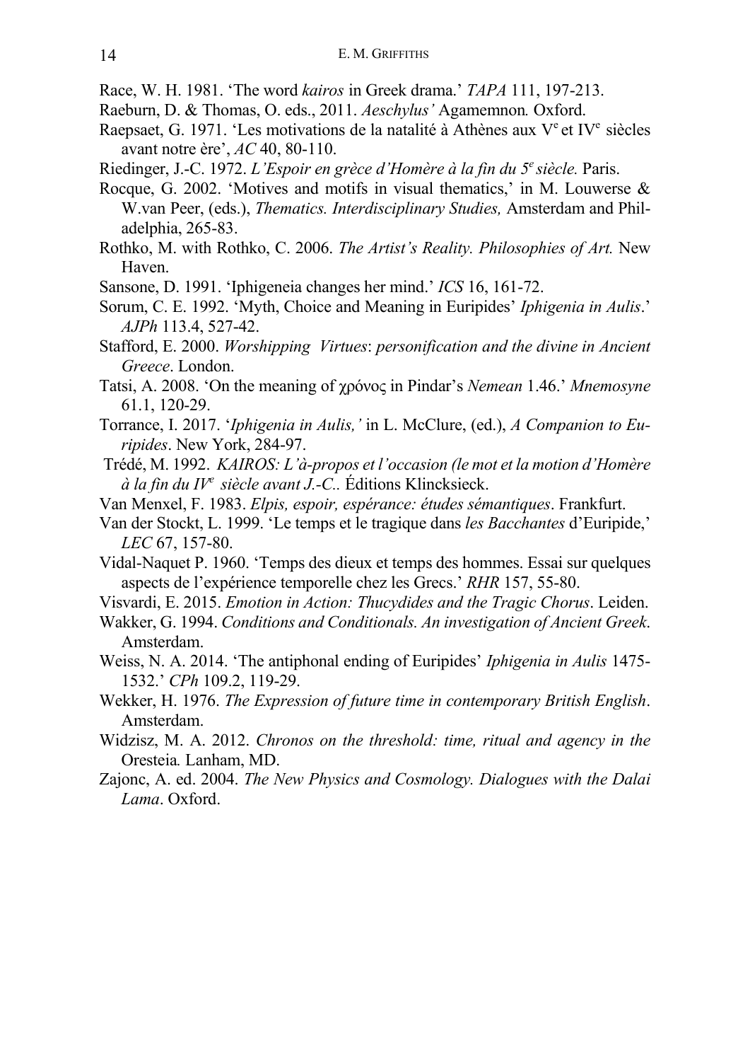Race, W. H. 1981. 'The word *kairos* in Greek drama.' *TAPA* 111, 197-213.

Raeburn, D. & Thomas, O. eds., 2011. *Aeschylus'* Agamemnon*.* Oxford.

Raepsaet, G. 1971. 'Les motivations de la natalité à Athènes aux V$^{e}$ et IV$^{e}$ siècles avant notre ère', *AC* 40, 80-110.

Riedinger, J.-C. 1972. *L'Espoir en grèce d'Homère à la fin du 5$^{e}$ siècle.* Paris.

Rocque, G. 2002. 'Motives and motifs in visual thematics,' in M. Louwerse & W.van Peer, (eds.), *Thematics. Interdisciplinary Studies,* Amsterdam and Philadelphia, 265-83.

Rothko, M. with Rothko, C. 2006. *The Artist's Reality. Philosophies of Art.* New Haven.

Sansone, D. 1991. 'Iphigeneia changes her mind.' *ICS* 16, 161-72.

Sorum, C. E. 1992. 'Myth, Choice and Meaning in Euripides' *Iphigenia in Aulis*.' *AJPh* 113.4, 527-42.

Stafford, E. 2000. *Worshipping Virtues*: *personification and the divine in Ancient Greece*. London.

Tatsi, A. 2008. 'On the meaning of χρόνος in Pindar's *Nemean* 1.46.' *Mnemosyne* 61.1, 120-29.

Torrance, I. 2017. '*Iphigenia in Aulis,'* in L. McClure, (ed.), *A Companion to Euripides*. New York, 284-97.

Trédé, M. 1992. *KAIROS: L'à-propos et l'occasion (le mot et la motion d'Homère à la fin du IV$^{e}$ siècle avant J.-C..* Éditions Klincksieck.

Van Menxel, F. 1983. *Elpis, espoir, espérance: études sémantiques*. Frankfurt.

Van der Stockt, L. 1999. 'Le temps et le tragique dans *les Bacchantes* d'Euripide,' *LEC* 67, 157-80.

Vidal-Naquet P. 1960. 'Temps des dieux et temps des hommes. Essai sur quelques aspects de l'expérience temporelle chez les Grecs.' *RHR* 157, 55-80.

Visvardi, E. 2015. *Emotion in Action: Thucydides and the Tragic Chorus*. Leiden.

Wakker, G. 1994. *Conditions and Conditionals. An investigation of Ancient Greek*. Amsterdam.

Weiss, N. A. 2014. 'The antiphonal ending of Euripides' *Iphigenia in Aulis* 1475-1532.' *CPh* 109.2, 119-29.

Wekker, H. 1976. *The Expression of future time in contemporary British English*. Amsterdam.

Widzisz, M. A. 2012. *Chronos on the threshold: time, ritual and agency in the* Oresteia*.* Lanham, MD.

Zajonc, A. ed. 2004. *The New Physics and Cosmology. Dialogues with the Dalai Lama*. Oxford.